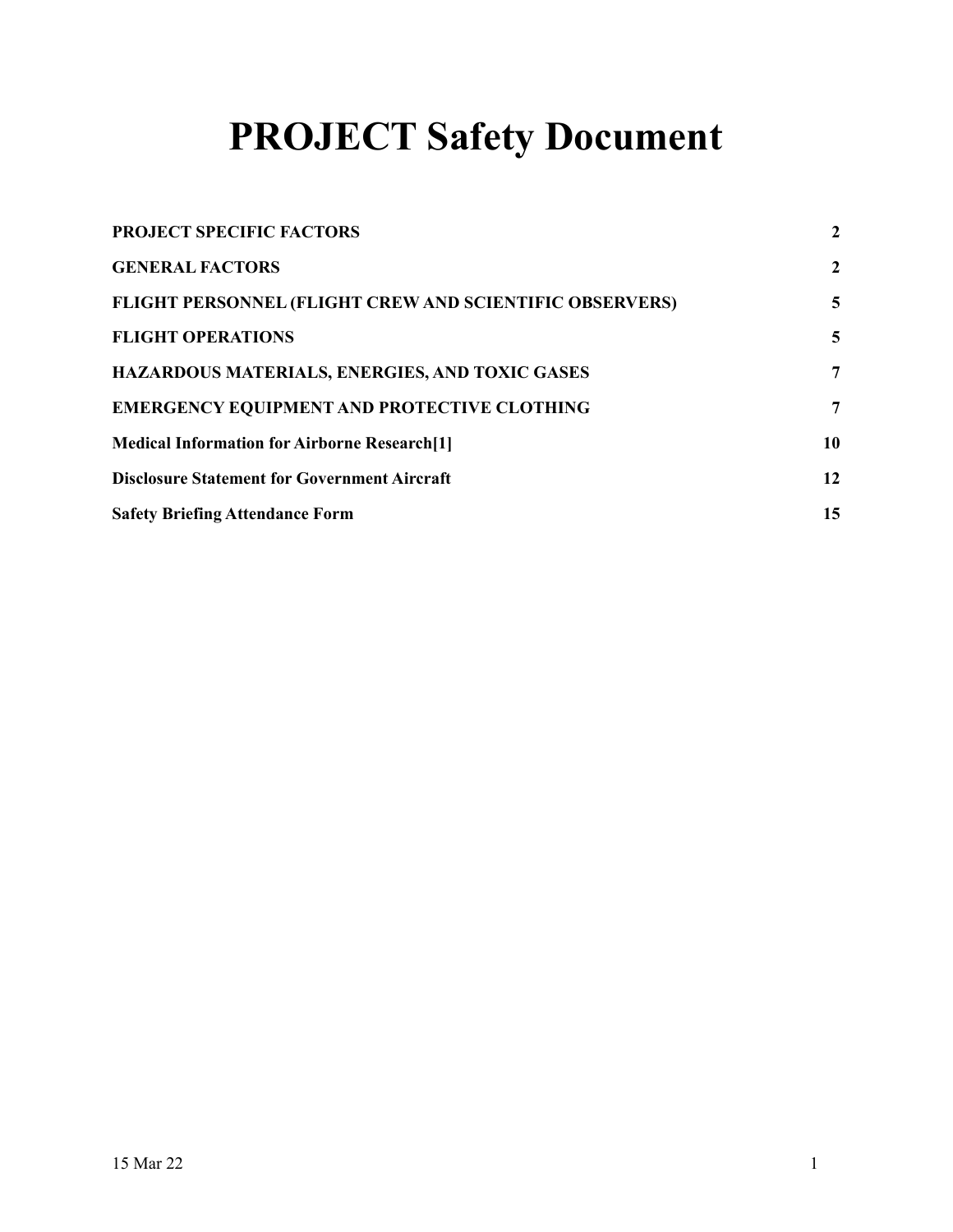# PROJECT Safety Document

| | |
|---|---|
| **PROJECT SPECIFIC FACTORS** | **2** |
| **GENERAL FACTORS** | **2** |
| **FLIGHT PERSONNEL (FLIGHT CREW AND SCIENTIFIC OBSERVERS)** | **5** |
| **FLIGHT OPERATIONS** | **5** |
| **HAZARDOUS MATERIALS, ENERGIES, AND TOXIC GASES** | **7** |
| **EMERGENCY EQUIPMENT AND PROTECTIVE CLOTHING** | **7** |
| **Medical Information for Airborne Research[1]** | **10** |
| **Disclosure Statement for Government Aircraft** | **12** |
| **Safety Briefing Attendance Form** | **15** |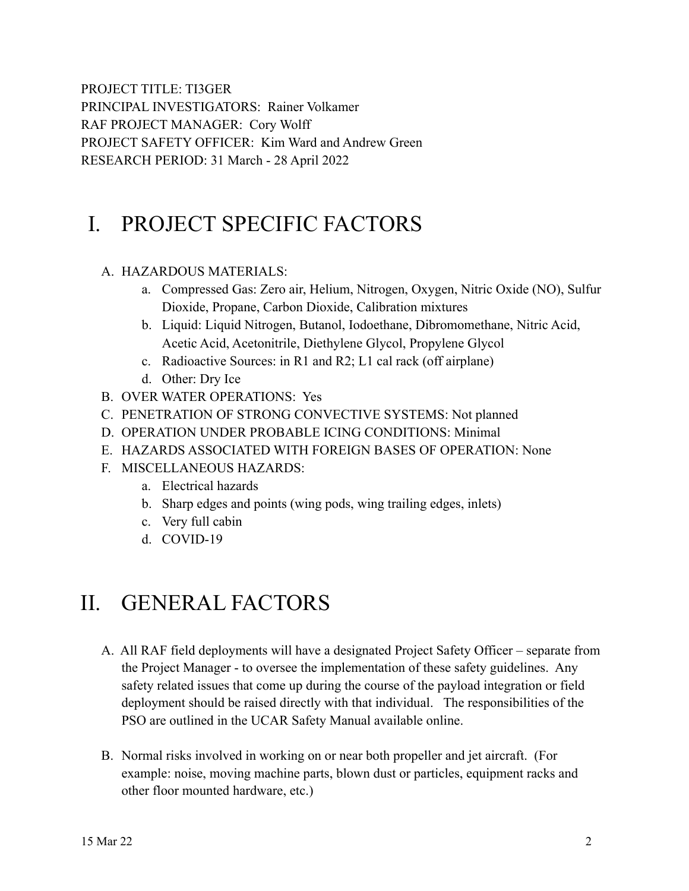PROJECT TITLE: TI3GER
PRINCIPAL INVESTIGATORS: Rainer Volkamer
RAF PROJECT MANAGER: Cory Wolff
PROJECT SAFETY OFFICER: Kim Ward and Andrew Green
RESEARCH PERIOD: 31 March - 28 April 2022

# I. PROJECT SPECIFIC FACTORS

A. HAZARDOUS MATERIALS:
   a. Compressed Gas: Zero air, Helium, Nitrogen, Oxygen, Nitric Oxide (NO), Sulfur Dioxide, Propane, Carbon Dioxide, Calibration mixtures
   b. Liquid: Liquid Nitrogen, Butanol, Iodoethane, Dibromomethane, Nitric Acid, Acetic Acid, Acetonitrile, Diethylene Glycol, Propylene Glycol
   c. Radioactive Sources: in R1 and R2; L1 cal rack (off airplane)
   d. Other: Dry Ice

B. OVER WATER OPERATIONS: Yes

C. PENETRATION OF STRONG CONVECTIVE SYSTEMS: Not planned

D. OPERATION UNDER PROBABLE ICING CONDITIONS: Minimal

E. HAZARDS ASSOCIATED WITH FOREIGN BASES OF OPERATION: None

F. MISCELLANEOUS HAZARDS:
   a. Electrical hazards
   b. Sharp edges and points (wing pods, wing trailing edges, inlets)
   c. Very full cabin
   d. COVID-19

# II. GENERAL FACTORS

A. All RAF field deployments will have a designated Project Safety Officer – separate from the Project Manager - to oversee the implementation of these safety guidelines. Any safety related issues that come up during the course of the payload integration or field deployment should be raised directly with that individual. The responsibilities of the PSO are outlined in the UCAR Safety Manual available online.

B. Normal risks involved in working on or near both propeller and jet aircraft. (For example: noise, moving machine parts, blown dust or particles, equipment racks and other floor mounted hardware, etc.)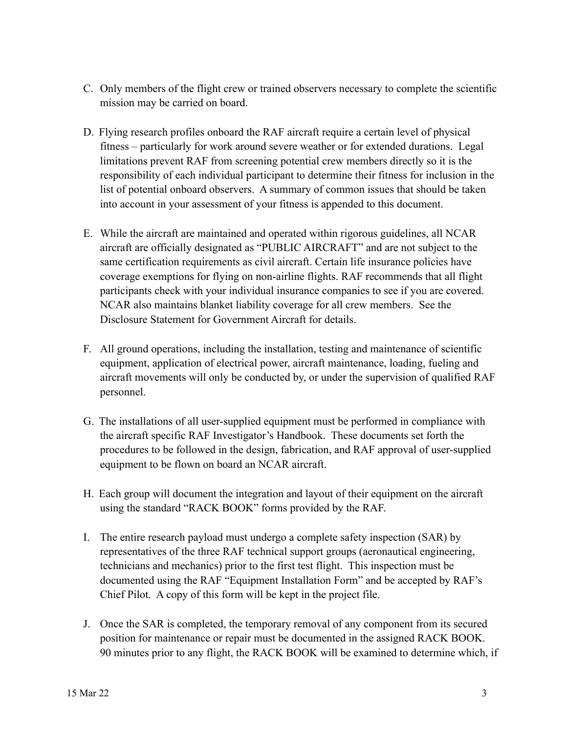C. Only members of the flight crew or trained observers necessary to complete the scientific mission may be carried on board.

D. Flying research profiles onboard the RAF aircraft require a certain level of physical fitness – particularly for work around severe weather or for extended durations. Legal limitations prevent RAF from screening potential crew members directly so it is the responsibility of each individual participant to determine their fitness for inclusion in the list of potential onboard observers. A summary of common issues that should be taken into account in your assessment of your fitness is appended to this document.

E. While the aircraft are maintained and operated within rigorous guidelines, all NCAR aircraft are officially designated as "PUBLIC AIRCRAFT" and are not subject to the same certification requirements as civil aircraft. Certain life insurance policies have coverage exemptions for flying on non-airline flights. RAF recommends that all flight participants check with your individual insurance companies to see if you are covered. NCAR also maintains blanket liability coverage for all crew members. See the Disclosure Statement for Government Aircraft for details.

F. All ground operations, including the installation, testing and maintenance of scientific equipment, application of electrical power, aircraft maintenance, loading, fueling and aircraft movements will only be conducted by, or under the supervision of qualified RAF personnel.

G. The installations of all user-supplied equipment must be performed in compliance with the aircraft specific RAF Investigator's Handbook. These documents set forth the procedures to be followed in the design, fabrication, and RAF approval of user-supplied equipment to be flown on board an NCAR aircraft.

H. Each group will document the integration and layout of their equipment on the aircraft using the standard "RACK BOOK" forms provided by the RAF.

I. The entire research payload must undergo a complete safety inspection (SAR) by representatives of the three RAF technical support groups (aeronautical engineering, technicians and mechanics) prior to the first test flight. This inspection must be documented using the RAF "Equipment Installation Form" and be accepted by RAF's Chief Pilot. A copy of this form will be kept in the project file.

J. Once the SAR is completed, the temporary removal of any component from its secured position for maintenance or repair must be documented in the assigned RACK BOOK. 90 minutes prior to any flight, the RACK BOOK will be examined to determine which, if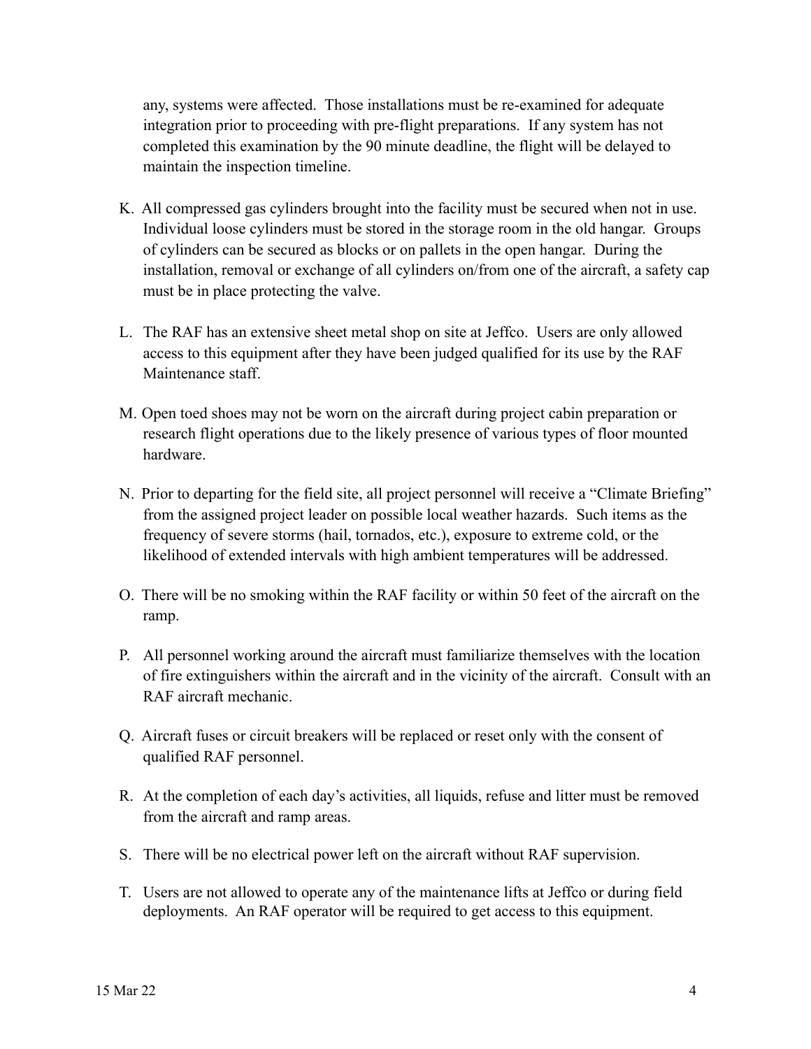any, systems were affected. Those installations must be re-examined for adequate integration prior to proceeding with pre-flight preparations. If any system has not completed this examination by the 90 minute deadline, the flight will be delayed to maintain the inspection timeline.

K. All compressed gas cylinders brought into the facility must be secured when not in use. Individual loose cylinders must be stored in the storage room in the old hangar. Groups of cylinders can be secured as blocks or on pallets in the open hangar. During the installation, removal or exchange of all cylinders on/from one of the aircraft, a safety cap must be in place protecting the valve.

L. The RAF has an extensive sheet metal shop on site at Jeffco. Users are only allowed access to this equipment after they have been judged qualified for its use by the RAF Maintenance staff.

M. Open toed shoes may not be worn on the aircraft during project cabin preparation or research flight operations due to the likely presence of various types of floor mounted hardware.

N. Prior to departing for the field site, all project personnel will receive a "Climate Briefing" from the assigned project leader on possible local weather hazards. Such items as the frequency of severe storms (hail, tornados, etc.), exposure to extreme cold, or the likelihood of extended intervals with high ambient temperatures will be addressed.

O. There will be no smoking within the RAF facility or within 50 feet of the aircraft on the ramp.

P. All personnel working around the aircraft must familiarize themselves with the location of fire extinguishers within the aircraft and in the vicinity of the aircraft. Consult with an RAF aircraft mechanic.

Q. Aircraft fuses or circuit breakers will be replaced or reset only with the consent of qualified RAF personnel.

R. At the completion of each day's activities, all liquids, refuse and litter must be removed from the aircraft and ramp areas.

S. There will be no electrical power left on the aircraft without RAF supervision.

T. Users are not allowed to operate any of the maintenance lifts at Jeffco or during field deployments. An RAF operator will be required to get access to this equipment.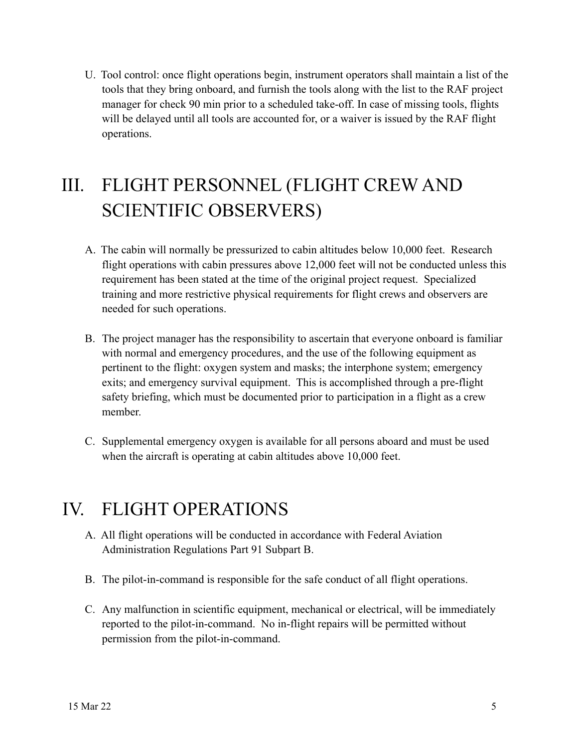U. Tool control: once flight operations begin, instrument operators shall maintain a list of the tools that they bring onboard, and furnish the tools along with the list to the RAF project manager for check 90 min prior to a scheduled take-off. In case of missing tools, flights will be delayed until all tools are accounted for, or a waiver is issued by the RAF flight operations.

# III. FLIGHT PERSONNEL (FLIGHT CREW AND SCIENTIFIC OBSERVERS)

A. The cabin will normally be pressurized to cabin altitudes below 10,000 feet. Research flight operations with cabin pressures above 12,000 feet will not be conducted unless this requirement has been stated at the time of the original project request. Specialized training and more restrictive physical requirements for flight crews and observers are needed for such operations.

B. The project manager has the responsibility to ascertain that everyone onboard is familiar with normal and emergency procedures, and the use of the following equipment as pertinent to the flight: oxygen system and masks; the interphone system; emergency exits; and emergency survival equipment. This is accomplished through a pre-flight safety briefing, which must be documented prior to participation in a flight as a crew member.

C. Supplemental emergency oxygen is available for all persons aboard and must be used when the aircraft is operating at cabin altitudes above 10,000 feet.

# IV. FLIGHT OPERATIONS

A. All flight operations will be conducted in accordance with Federal Aviation Administration Regulations Part 91 Subpart B.

B. The pilot-in-command is responsible for the safe conduct of all flight operations.

C. Any malfunction in scientific equipment, mechanical or electrical, will be immediately reported to the pilot-in-command. No in-flight repairs will be permitted without permission from the pilot-in-command.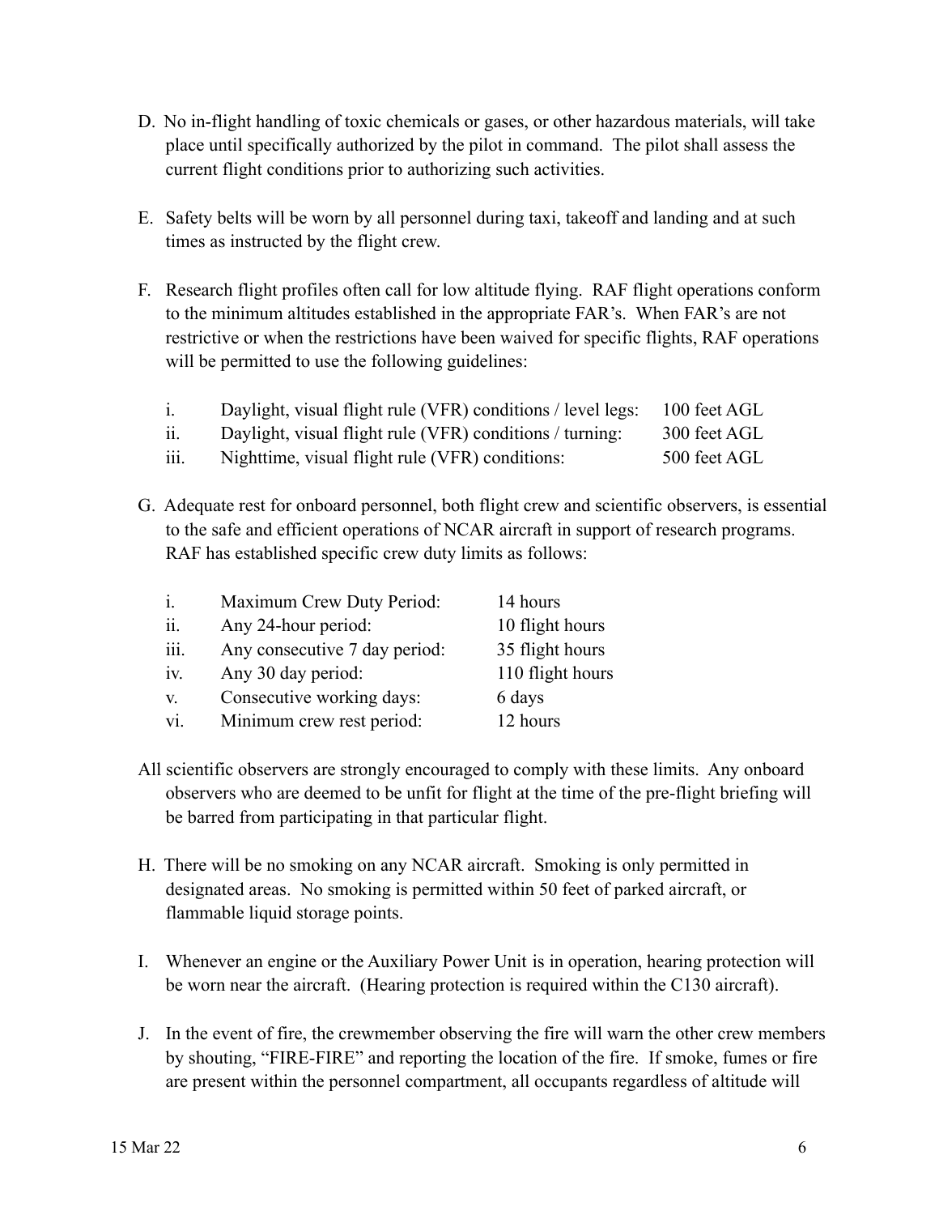D. No in-flight handling of toxic chemicals or gases, or other hazardous materials, will take place until specifically authorized by the pilot in command. The pilot shall assess the current flight conditions prior to authorizing such activities.

E. Safety belts will be worn by all personnel during taxi, takeoff and landing and at such times as instructed by the flight crew.

F. Research flight profiles often call for low altitude flying. RAF flight operations conform to the minimum altitudes established in the appropriate FAR's. When FAR's are not restrictive or when the restrictions have been waived for specific flights, RAF operations will be permitted to use the following guidelines:

| | | |
|---|---|---|
| i. | Daylight, visual flight rule (VFR) conditions / level legs: | 100 feet AGL |
| ii. | Daylight, visual flight rule (VFR) conditions / turning: | 300 feet AGL |
| iii. | Nighttime, visual flight rule (VFR) conditions: | 500 feet AGL |

G. Adequate rest for onboard personnel, both flight crew and scientific observers, is essential to the safe and efficient operations of NCAR aircraft in support of research programs. RAF has established specific crew duty limits as follows:

| | | |
|---|---|---|
| i. | Maximum Crew Duty Period: | 14 hours |
| ii. | Any 24-hour period: | 10 flight hours |
| iii. | Any consecutive 7 day period: | 35 flight hours |
| iv. | Any 30 day period: | 110 flight hours |
| v. | Consecutive working days: | 6 days |
| vi. | Minimum crew rest period: | 12 hours |

All scientific observers are strongly encouraged to comply with these limits. Any onboard observers who are deemed to be unfit for flight at the time of the pre-flight briefing will be barred from participating in that particular flight.

H. There will be no smoking on any NCAR aircraft. Smoking is only permitted in designated areas. No smoking is permitted within 50 feet of parked aircraft, or flammable liquid storage points.

I. Whenever an engine or the Auxiliary Power Unit is in operation, hearing protection will be worn near the aircraft. (Hearing protection is required within the C130 aircraft).

J. In the event of fire, the crewmember observing the fire will warn the other crew members by shouting, "FIRE-FIRE" and reporting the location of the fire. If smoke, fumes or fire are present within the personnel compartment, all occupants regardless of altitude will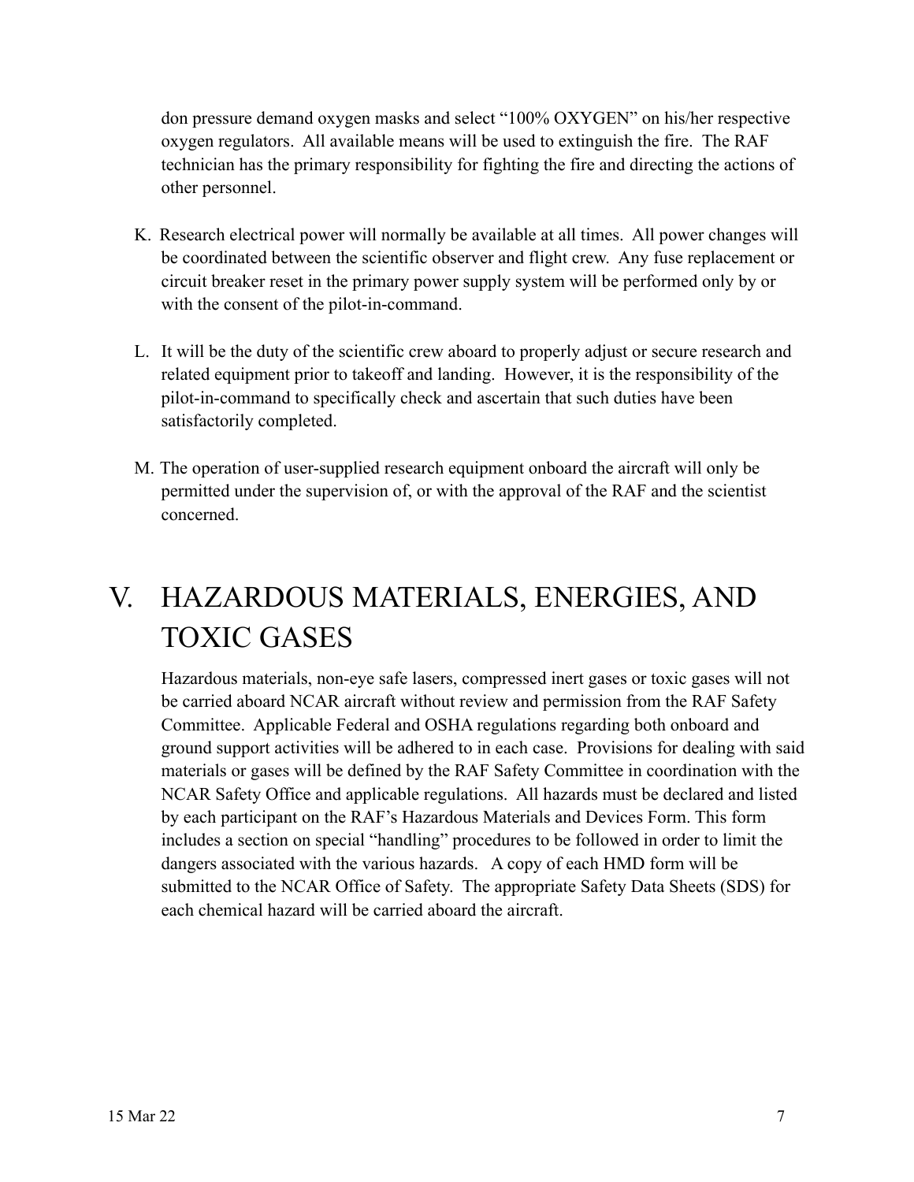don pressure demand oxygen masks and select "100% OXYGEN" on his/her respective oxygen regulators. All available means will be used to extinguish the fire. The RAF technician has the primary responsibility for fighting the fire and directing the actions of other personnel.

K. Research electrical power will normally be available at all times. All power changes will be coordinated between the scientific observer and flight crew. Any fuse replacement or circuit breaker reset in the primary power supply system will be performed only by or with the consent of the pilot-in-command.

L. It will be the duty of the scientific crew aboard to properly adjust or secure research and related equipment prior to takeoff and landing. However, it is the responsibility of the pilot-in-command to specifically check and ascertain that such duties have been satisfactorily completed.

M. The operation of user-supplied research equipment onboard the aircraft will only be permitted under the supervision of, or with the approval of the RAF and the scientist concerned.

# V. HAZARDOUS MATERIALS, ENERGIES, AND TOXIC GASES

Hazardous materials, non-eye safe lasers, compressed inert gases or toxic gases will not be carried aboard NCAR aircraft without review and permission from the RAF Safety Committee. Applicable Federal and OSHA regulations regarding both onboard and ground support activities will be adhered to in each case. Provisions for dealing with said materials or gases will be defined by the RAF Safety Committee in coordination with the NCAR Safety Office and applicable regulations. All hazards must be declared and listed by each participant on the RAF's Hazardous Materials and Devices Form. This form includes a section on special "handling" procedures to be followed in order to limit the dangers associated with the various hazards. A copy of each HMD form will be submitted to the NCAR Office of Safety. The appropriate Safety Data Sheets (SDS) for each chemical hazard will be carried aboard the aircraft.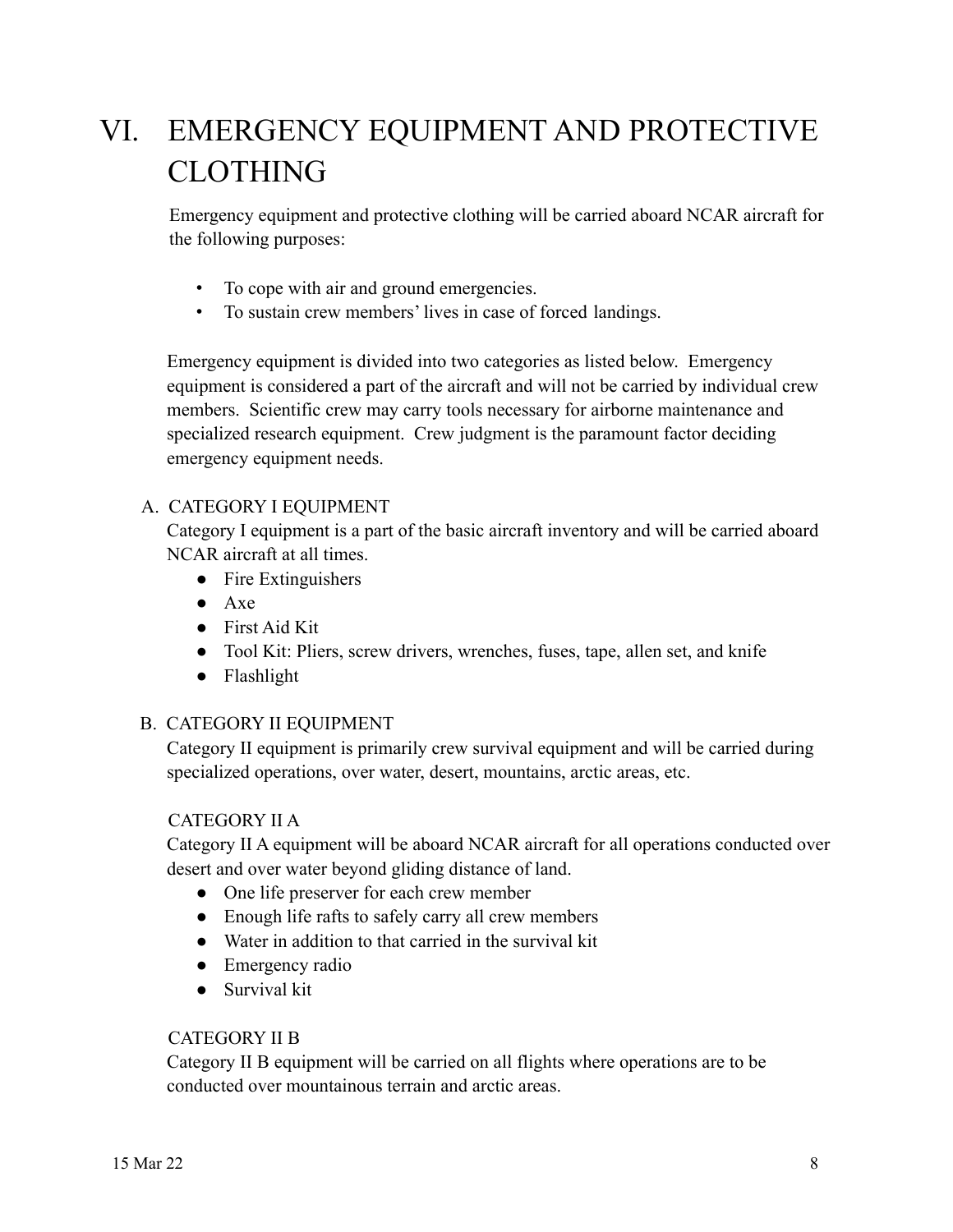# VI. EMERGENCY EQUIPMENT AND PROTECTIVE CLOTHING

Emergency equipment and protective clothing will be carried aboard NCAR aircraft for the following purposes:

- To cope with air and ground emergencies.
- To sustain crew members' lives in case of forced landings.

Emergency equipment is divided into two categories as listed below. Emergency equipment is considered a part of the aircraft and will not be carried by individual crew members. Scientific crew may carry tools necessary for airborne maintenance and specialized research equipment. Crew judgment is the paramount factor deciding emergency equipment needs.

## A. CATEGORY I EQUIPMENT

Category I equipment is a part of the basic aircraft inventory and will be carried aboard NCAR aircraft at all times.

- Fire Extinguishers
- Axe
- First Aid Kit
- Tool Kit: Pliers, screw drivers, wrenches, fuses, tape, allen set, and knife
- Flashlight

## B. CATEGORY II EQUIPMENT

Category II equipment is primarily crew survival equipment and will be carried during specialized operations, over water, desert, mountains, arctic areas, etc.

### CATEGORY II A

Category II A equipment will be aboard NCAR aircraft for all operations conducted over desert and over water beyond gliding distance of land.

- One life preserver for each crew member
- Enough life rafts to safely carry all crew members
- Water in addition to that carried in the survival kit
- Emergency radio
- Survival kit

### CATEGORY II B

Category II B equipment will be carried on all flights where operations are to be conducted over mountainous terrain and arctic areas.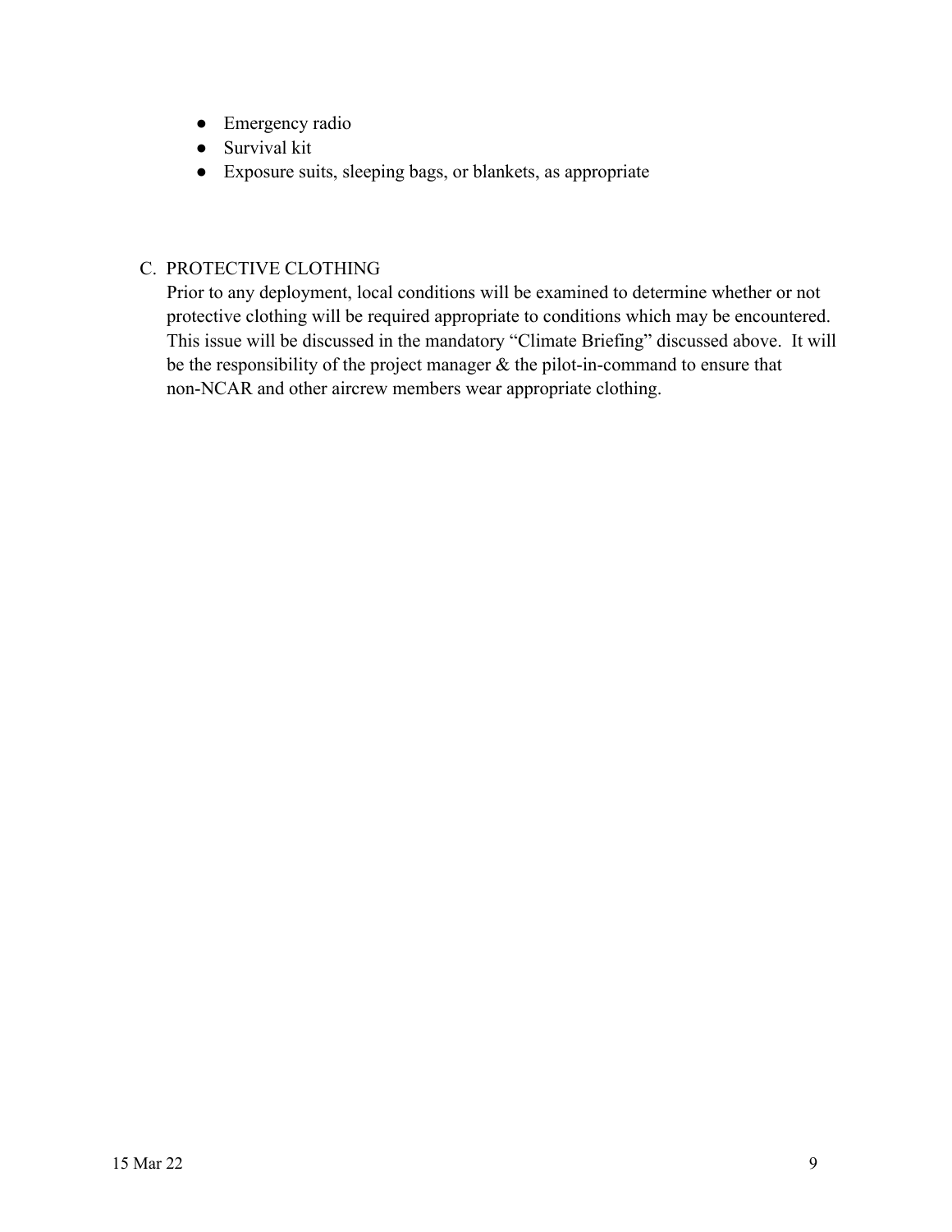- Emergency radio
- Survival kit
- Exposure suits, sleeping bags, or blankets, as appropriate

## C. PROTECTIVE CLOTHING

Prior to any deployment, local conditions will be examined to determine whether or not protective clothing will be required appropriate to conditions which may be encountered. This issue will be discussed in the mandatory "Climate Briefing" discussed above. It will be the responsibility of the project manager & the pilot-in-command to ensure that non-NCAR and other aircrew members wear appropriate clothing.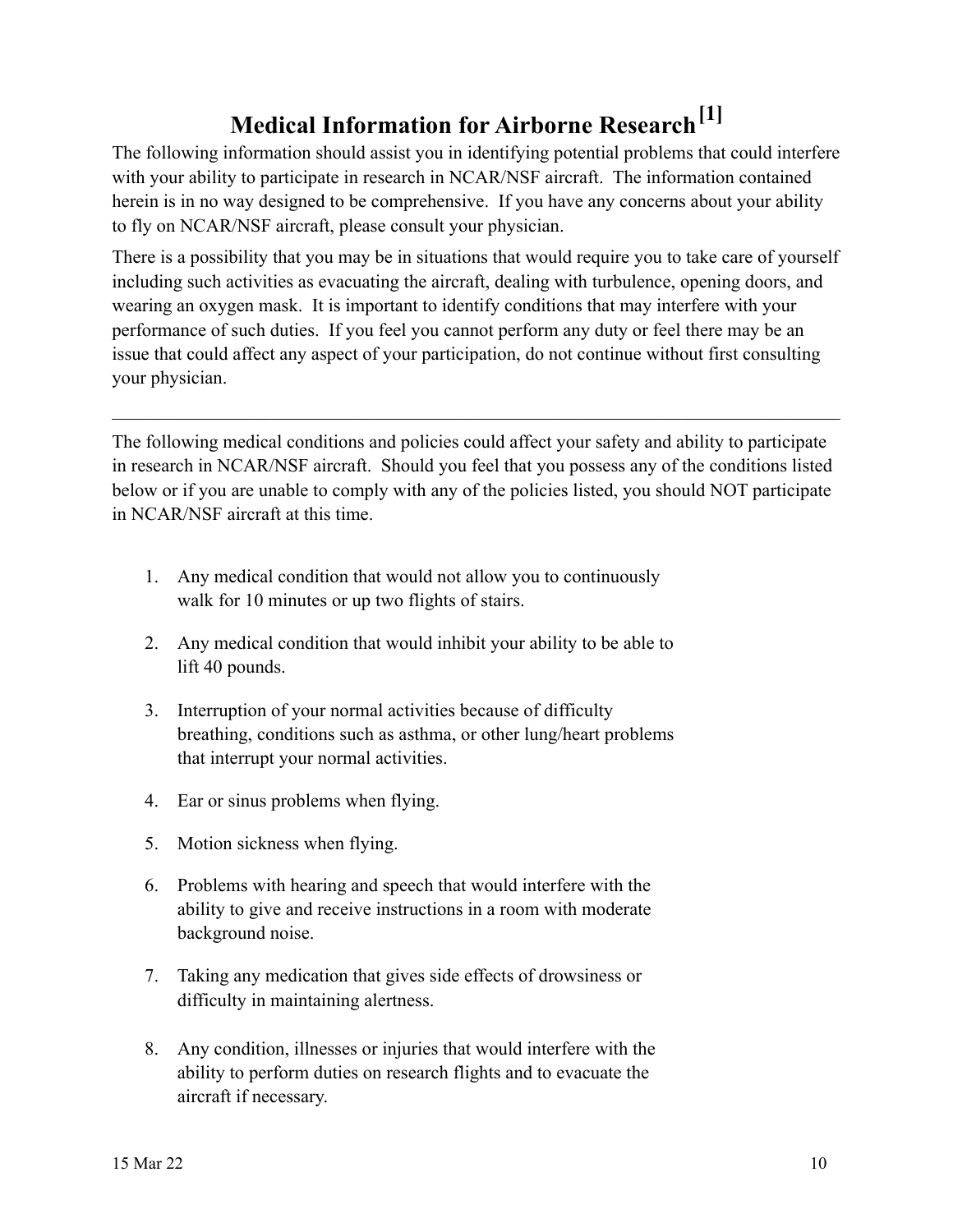# Medical Information for Airborne Research [1]

The following information should assist you in identifying potential problems that could interfere with your ability to participate in research in NCAR/NSF aircraft. The information contained herein is in no way designed to be comprehensive. If you have any concerns about your ability to fly on NCAR/NSF aircraft, please consult your physician.

There is a possibility that you may be in situations that would require you to take care of yourself including such activities as evacuating the aircraft, dealing with turbulence, opening doors, and wearing an oxygen mask. It is important to identify conditions that may interfere with your performance of such duties. If you feel you cannot perform any duty or feel there may be an issue that could affect any aspect of your participation, do not continue without first consulting your physician.

---

The following medical conditions and policies could affect your safety and ability to participate in research in NCAR/NSF aircraft. Should you feel that you possess any of the conditions listed below or if you are unable to comply with any of the policies listed, you should NOT participate in NCAR/NSF aircraft at this time.

1. Any medical condition that would not allow you to continuously walk for 10 minutes or up two flights of stairs.
2. Any medical condition that would inhibit your ability to be able to lift 40 pounds.
3. Interruption of your normal activities because of difficulty breathing, conditions such as asthma, or other lung/heart problems that interrupt your normal activities.
4. Ear or sinus problems when flying.
5. Motion sickness when flying.
6. Problems with hearing and speech that would interfere with the ability to give and receive instructions in a room with moderate background noise.
7. Taking any medication that gives side effects of drowsiness or difficulty in maintaining alertness.
8. Any condition, illnesses or injuries that would interfere with the ability to perform duties on research flights and to evacuate the aircraft if necessary.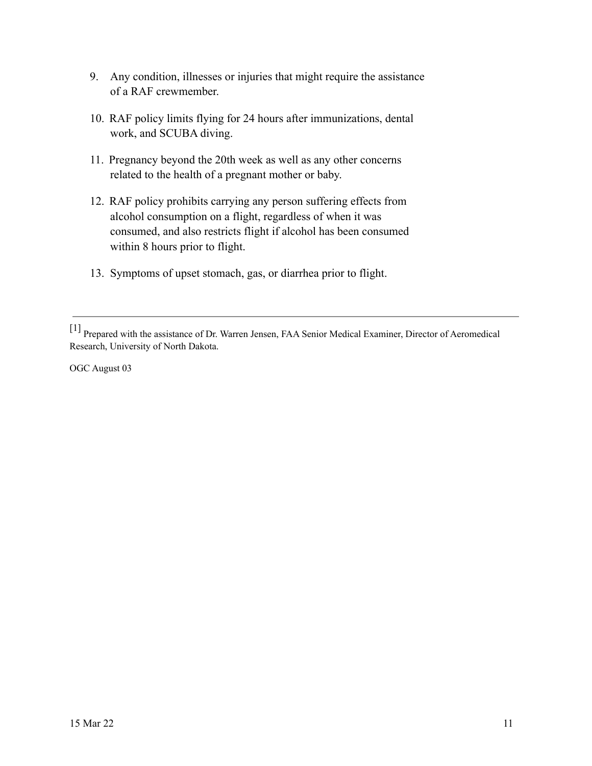9. Any condition, illnesses or injuries that might require the assistance of a RAF crewmember.

10. RAF policy limits flying for 24 hours after immunizations, dental work, and SCUBA diving.

11. Pregnancy beyond the 20th week as well as any other concerns related to the health of a pregnant mother or baby.

12. RAF policy prohibits carrying any person suffering effects from alcohol consumption on a flight, regardless of when it was consumed, and also restricts flight if alcohol has been consumed within 8 hours prior to flight.

13. Symptoms of upset stomach, gas, or diarrhea prior to flight.

---

[1] Prepared with the assistance of Dr. Warren Jensen, FAA Senior Medical Examiner, Director of Aeromedical Research, University of North Dakota.

OGC August 03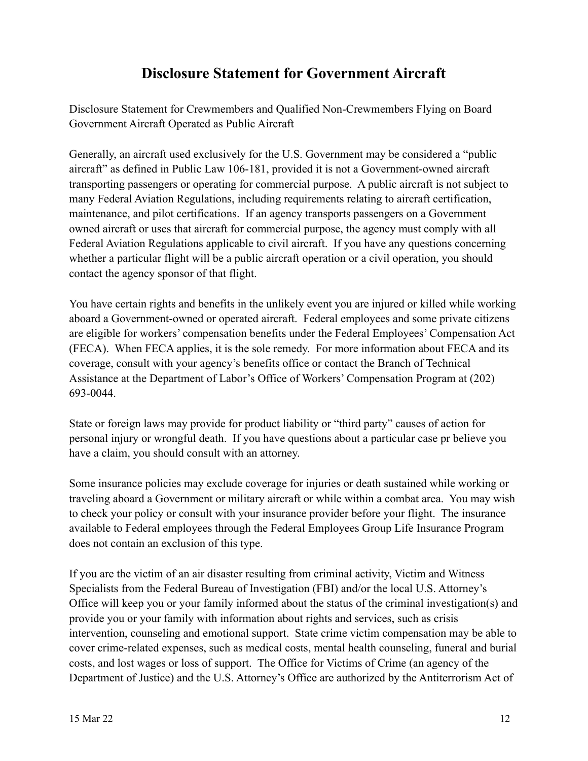# Disclosure Statement for Government Aircraft

Disclosure Statement for Crewmembers and Qualified Non-Crewmembers Flying on Board Government Aircraft Operated as Public Aircraft

Generally, an aircraft used exclusively for the U.S. Government may be considered a "public aircraft" as defined in Public Law 106-181, provided it is not a Government-owned aircraft transporting passengers or operating for commercial purpose. A public aircraft is not subject to many Federal Aviation Regulations, including requirements relating to aircraft certification, maintenance, and pilot certifications. If an agency transports passengers on a Government owned aircraft or uses that aircraft for commercial purpose, the agency must comply with all Federal Aviation Regulations applicable to civil aircraft. If you have any questions concerning whether a particular flight will be a public aircraft operation or a civil operation, you should contact the agency sponsor of that flight.

You have certain rights and benefits in the unlikely event you are injured or killed while working aboard a Government-owned or operated aircraft. Federal employees and some private citizens are eligible for workers' compensation benefits under the Federal Employees' Compensation Act (FECA). When FECA applies, it is the sole remedy. For more information about FECA and its coverage, consult with your agency's benefits office or contact the Branch of Technical Assistance at the Department of Labor's Office of Workers' Compensation Program at (202) 693-0044.

State or foreign laws may provide for product liability or "third party" causes of action for personal injury or wrongful death. If you have questions about a particular case pr believe you have a claim, you should consult with an attorney.

Some insurance policies may exclude coverage for injuries or death sustained while working or traveling aboard a Government or military aircraft or while within a combat area. You may wish to check your policy or consult with your insurance provider before your flight. The insurance available to Federal employees through the Federal Employees Group Life Insurance Program does not contain an exclusion of this type.

If you are the victim of an air disaster resulting from criminal activity, Victim and Witness Specialists from the Federal Bureau of Investigation (FBI) and/or the local U.S. Attorney's Office will keep you or your family informed about the status of the criminal investigation(s) and provide you or your family with information about rights and services, such as crisis intervention, counseling and emotional support. State crime victim compensation may be able to cover crime-related expenses, such as medical costs, mental health counseling, funeral and burial costs, and lost wages or loss of support. The Office for Victims of Crime (an agency of the Department of Justice) and the U.S. Attorney's Office are authorized by the Antiterrorism Act of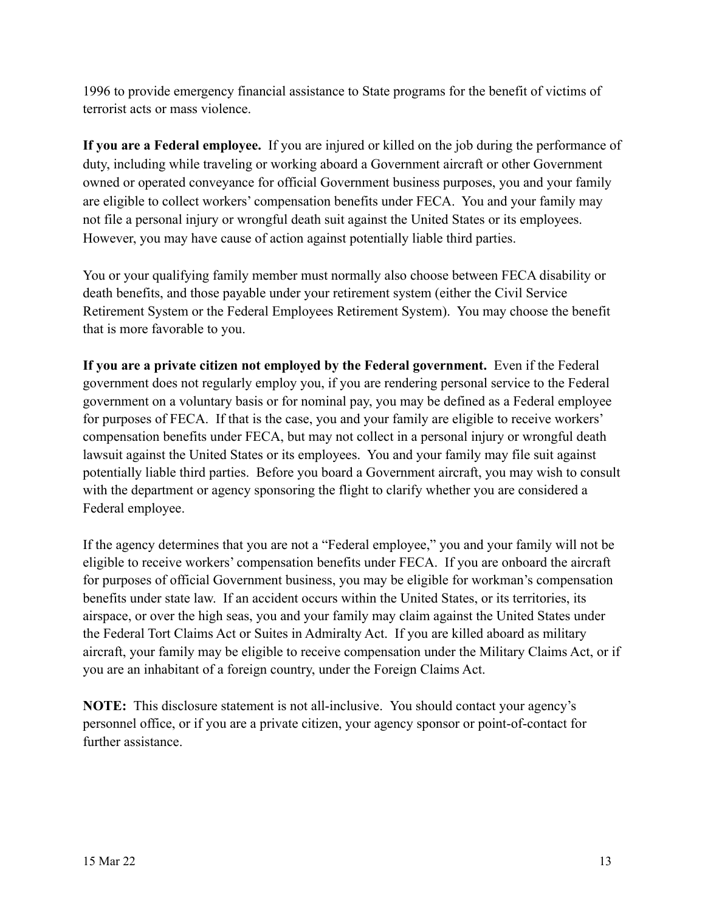1996 to provide emergency financial assistance to State programs for the benefit of victims of terrorist acts or mass violence.

**If you are a Federal employee.** If you are injured or killed on the job during the performance of duty, including while traveling or working aboard a Government aircraft or other Government owned or operated conveyance for official Government business purposes, you and your family are eligible to collect workers' compensation benefits under FECA. You and your family may not file a personal injury or wrongful death suit against the United States or its employees. However, you may have cause of action against potentially liable third parties.

You or your qualifying family member must normally also choose between FECA disability or death benefits, and those payable under your retirement system (either the Civil Service Retirement System or the Federal Employees Retirement System). You may choose the benefit that is more favorable to you.

**If you are a private citizen not employed by the Federal government.** Even if the Federal government does not regularly employ you, if you are rendering personal service to the Federal government on a voluntary basis or for nominal pay, you may be defined as a Federal employee for purposes of FECA. If that is the case, you and your family are eligible to receive workers' compensation benefits under FECA, but may not collect in a personal injury or wrongful death lawsuit against the United States or its employees. You and your family may file suit against potentially liable third parties. Before you board a Government aircraft, you may wish to consult with the department or agency sponsoring the flight to clarify whether you are considered a Federal employee.

If the agency determines that you are not a "Federal employee," you and your family will not be eligible to receive workers' compensation benefits under FECA. If you are onboard the aircraft for purposes of official Government business, you may be eligible for workman's compensation benefits under state law. If an accident occurs within the United States, or its territories, its airspace, or over the high seas, you and your family may claim against the United States under the Federal Tort Claims Act or Suites in Admiralty Act. If you are killed aboard as military aircraft, your family may be eligible to receive compensation under the Military Claims Act, or if you are an inhabitant of a foreign country, under the Foreign Claims Act.

**NOTE:** This disclosure statement is not all-inclusive. You should contact your agency's personnel office, or if you are a private citizen, your agency sponsor or point-of-contact for further assistance.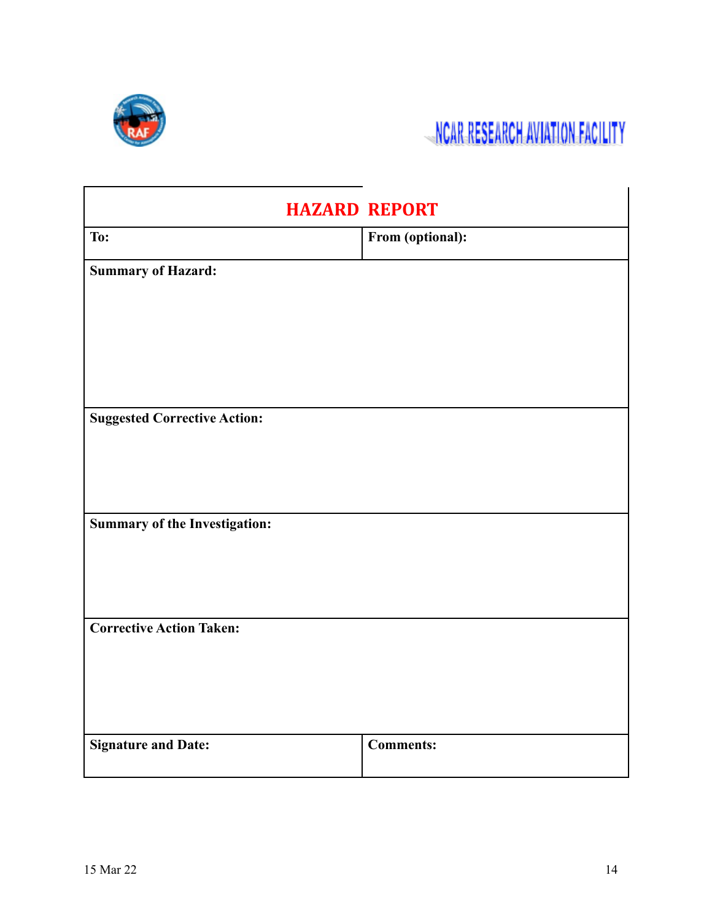NCAR RESEARCH AVIATION FACILITY

| **HAZARD REPORT** | |
|---|---|
| **To:** | **From (optional):** |
| **Summary of Hazard:** | |
| **Suggested Corrective Action:** | |
| **Summary of the Investigation:** | |
| **Corrective Action Taken:** | |
| **Signature and Date:** | **Comments:** |

15 Mar 22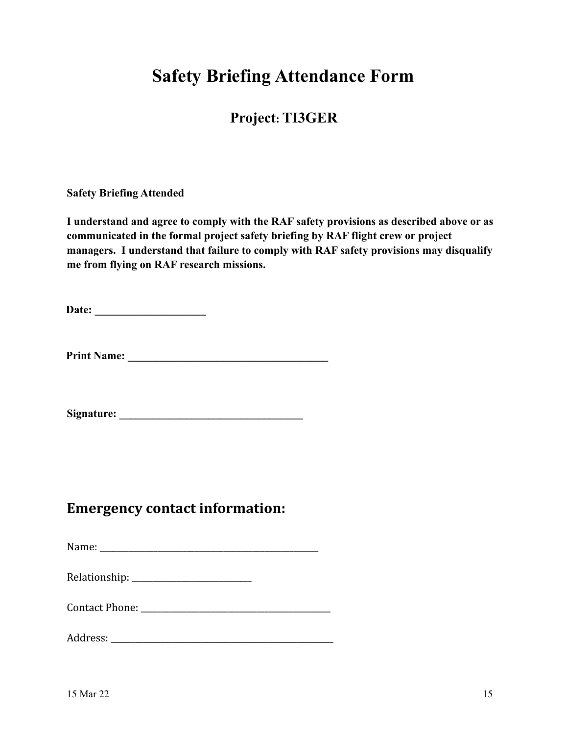# Safety Briefing Attendance Form

## Project: TI3GER

**Safety Briefing Attended**

**I understand and agree to comply with the RAF safety provisions as described above or as communicated in the formal project safety briefing by RAF flight crew or project managers. I understand that failure to comply with RAF safety provisions may disqualify me from flying on RAF research missions.**

**Date: _____________________**

**Print Name: ______________________________________**

**Signature: ___________________________________**

## Emergency contact information:

Name: _______________________________________________

Relationship: __________________________

Contact Phone: _________________________________________

Address: ________________________________________________

15 Mar 22